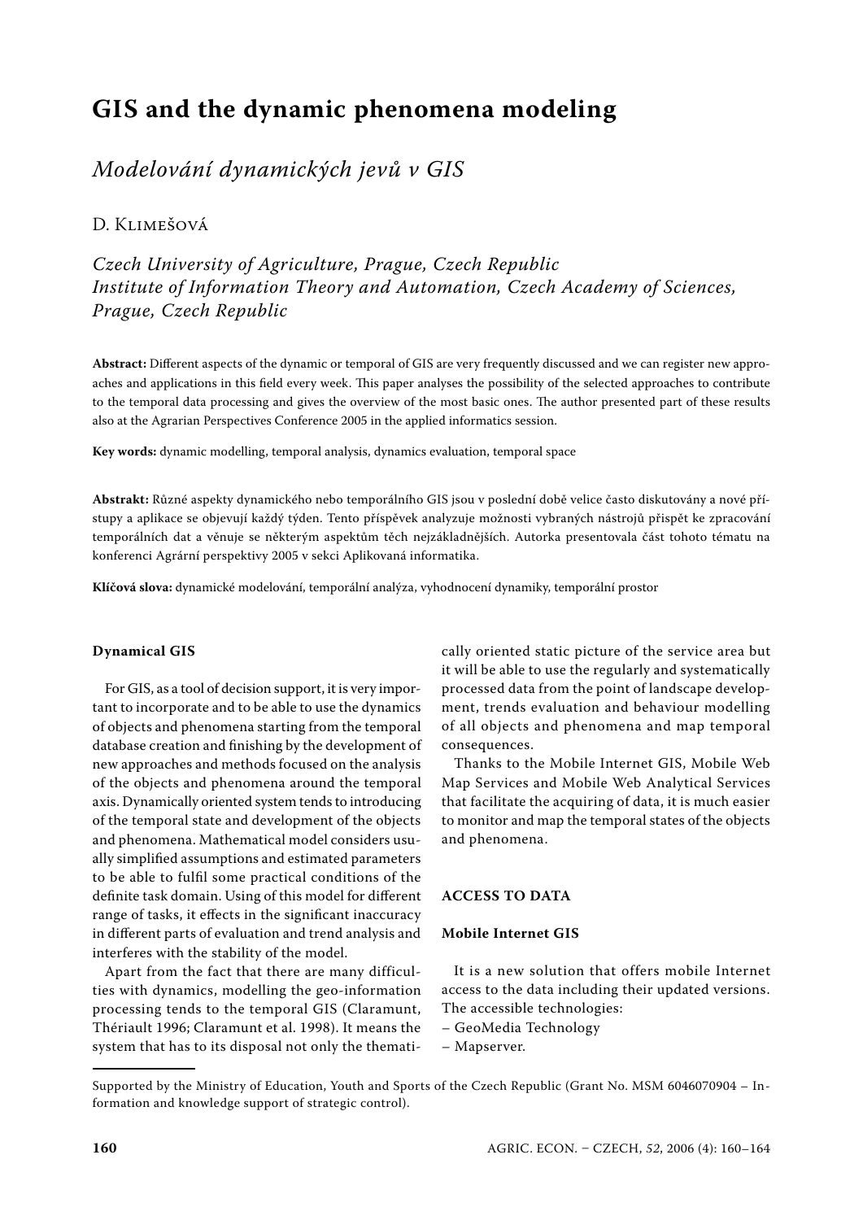# GIS and the dynamic phenomena modeling

## *Modelování dynamických jevů v GIS*

D. Klimešová

*Czech University of Agriculture, Prague, Czech Republic*
*Institute of Information Theory and Automation, Czech Academy of Sciences, Prague, Czech Republic*

**Abstract:** Different aspects of the dynamic or temporal of GIS are very frequently discussed and we can register new approaches and applications in this field every week. This paper analyses the possibility of the selected approaches to contribute to the temporal data processing and gives the overview of the most basic ones. The author presented part of these results also at the Agrarian Perspectives Conference 2005 in the applied informatics session.

**Key words:** dynamic modelling, temporal analysis, dynamics evaluation, temporal space

**Abstrakt:** Různé aspekty dynamického nebo temporálního GIS jsou v poslední době velice často diskutovány a nové přístupy a aplikace se objevují každý týden. Tento příspěvek analyzuje možnosti vybraných nástrojů přispět ke zpracování temporálních dat a věnuje se některým aspektům těch nejzákladnějších. Autorka presentovala část tohoto tématu na konferenci Agrární perspektivy 2005 v sekci Aplikovaná informatika.

**Klíčová slova:** dynamické modelování, temporální analýza, vyhodnocení dynamiky, temporální prostor

### Dynamical GIS

For GIS, as a tool of decision support, it is very important to incorporate and to be able to use the dynamics of objects and phenomena starting from the temporal database creation and finishing by the development of new approaches and methods focused on the analysis of the objects and phenomena around the temporal axis. Dynamically oriented system tends to introducing of the temporal state and development of the objects and phenomena. Mathematical model considers usually simplified assumptions and estimated parameters to be able to fulfil some practical conditions of the definite task domain. Using of this model for different range of tasks, it effects in the significant inaccuracy in different parts of evaluation and trend analysis and interferes with the stability of the model.

Apart from the fact that there are many difficulties with dynamics, modelling the geo-information processing tends to the temporal GIS (Claramunt, Thériault 1996; Claramunt et al. 1998). It means the system that has to its disposal not only the thematically oriented static picture of the service area but it will be able to use the regularly and systematically processed data from the point of landscape development, trends evaluation and behaviour modelling of all objects and phenomena and map temporal consequences.

Thanks to the Mobile Internet GIS, Mobile Web Map Services and Mobile Web Analytical Services that facilitate the acquiring of data, it is much easier to monitor and map the temporal states of the objects and phenomena.

### ACCESS TO DATA

### Mobile Internet GIS

It is a new solution that offers mobile Internet access to the data including their updated versions. The accessible technologies:
– GeoMedia Technology
– Mapserver.

Supported by the Ministry of Education, Youth and Sports of the Czech Republic (Grant No. MSM 6046070904 – Information and knowledge support of strategic control).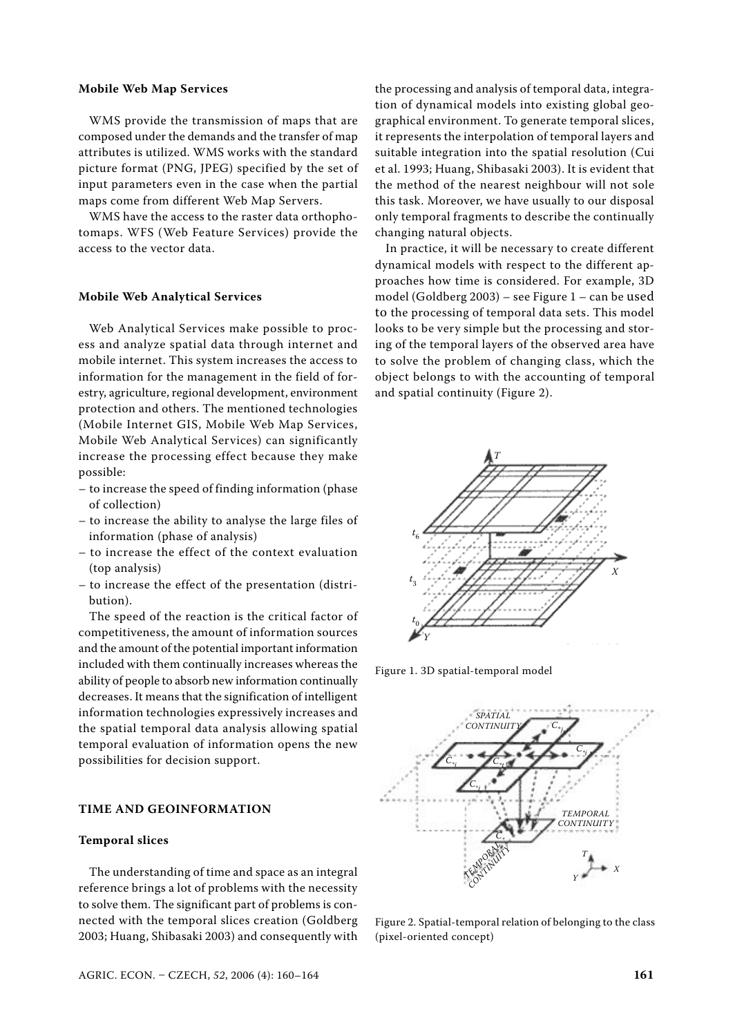### Mobile Web Map Services

WMS provide the transmission of maps that are composed under the demands and the transfer of map attributes is utilized. WMS works with the standard picture format (PNG, JPEG) specified by the set of input parameters even in the case when the partial maps come from different Web Map Servers.

WMS have the access to the raster data orthophotomaps. WFS (Web Feature Services) provide the access to the vector data.

### Mobile Web Analytical Services

Web Analytical Services make possible to process and analyze spatial data through internet and mobile internet. This system increases the access to information for the management in the field of forestry, agriculture, regional development, environment protection and others. The mentioned technologies (Mobile Internet GIS, Mobile Web Map Services, Mobile Web Analytical Services) can significantly increase the processing effect because they make possible:

- to increase the speed of finding information (phase of collection)
- to increase the ability to analyse the large files of information (phase of analysis)
- to increase the effect of the context evaluation (top analysis)
- to increase the effect of the presentation (distribution).

The speed of the reaction is the critical factor of competitiveness, the amount of information sources and the amount of the potential important information included with them continually increases whereas the ability of people to absorb new information continually decreases. It means that the signification of intelligent information technologies expressively increases and the spatial temporal data analysis allowing spatial temporal evaluation of information opens the new possibilities for decision support.

## TIME AND GEOINFORMATION

### Temporal slices

The understanding of time and space as an integral reference brings a lot of problems with the necessity to solve them. The significant part of problems is connected with the temporal slices creation (Goldberg 2003; Huang, Shibasaki 2003) and consequently with the processing and analysis of temporal data, integration of dynamical models into existing global geographical environment. To generate temporal slices, it represents the interpolation of temporal layers and suitable integration into the spatial resolution (Cui et al. 1993; Huang, Shibasaki 2003). It is evident that the method of the nearest neighbour will not sole this task. Moreover, we have usually to our disposal only temporal fragments to describe the continually changing natural objects.

In practice, it will be necessary to create different dynamical models with respect to the different approaches how time is considered. For example, 3D model (Goldberg 2003) – see Figure 1 – can be used to the processing of temporal data sets. This model looks to be very simple but the processing and storing of the temporal layers of the observed area have to solve the problem of changing class, which the object belongs to with the accounting of temporal and spatial continuity (Figure 2).

Figure 1. 3D spatial-temporal model

Figure 2. Spatial-temporal relation of belonging to the class (pixel-oriented concept)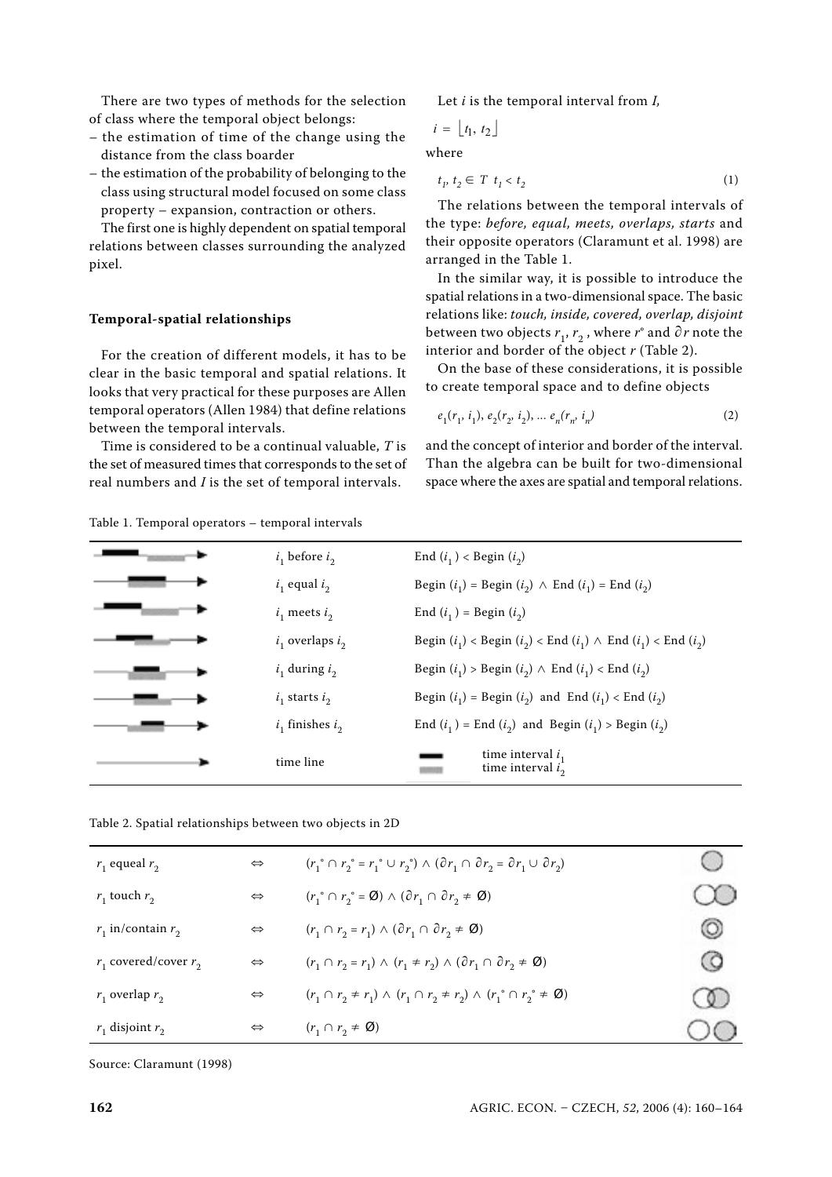There are two types of methods for the selection of class where the temporal object belongs:

– the estimation of time of the change using the distance from the class boarder
– the estimation of the probability of belonging to the class using structural model focused on some class property – expansion, contraction or others.

The first one is highly dependent on spatial temporal relations between classes surrounding the analyzed pixel.

#### Temporal-spatial relationships

For the creation of different models, it has to be clear in the basic temporal and spatial relations. It looks that very practical for these purposes are Allen temporal operators (Allen 1984) that define relations between the temporal intervals.

Time is considered to be a continual valuable, $T$ is the set of measured times that corresponds to the set of real numbers and $I$ is the set of temporal intervals.

Let $i$ is the temporal interval from $I$,

$$i = \lfloor t_1, t_2 \rfloor$$

where

$$t_1, t_2 \in T \;\; t_1 < t_2 \tag{1}$$

The relations between the temporal intervals of the type: *before, equal, meets, overlaps, starts* and their opposite operators (Claramunt et al. 1998) are arranged in the Table 1.

In the similar way, it is possible to introduce the spatial relations in a two-dimensional space. The basic relations like: *touch, inside, covered, overlap, disjoint* between two objects $r_1$, $r_2$, where $r°$ and $\partial r$ note the interior and border of the object $r$ (Table 2).

On the base of these considerations, it is possible to create temporal space and to define objects

$$e_1(r_1, i_1), e_2(r_2, i_2), \ldots e_n(r_n, i_n) \tag{2}$$

and the concept of interior and border of the interval. Than the algebra can be built for two-dimensional space where the axes are spatial and temporal relations.

Table 1. Temporal operators – temporal intervals

| | | |
|---|---|---|
| | $i_1$ before $i_2$ | End $(i_1)$ < Begin $(i_2)$ |
| | $i_1$ equal $i_2$ | Begin $(i_1)$ = Begin $(i_2)$ $\wedge$ End $(i_1)$ = End $(i_2)$ |
| | $i_1$ meets $i_2$ | End $(i_1)$ = Begin $(i_2)$ |
| | $i_1$ overlaps $i_2$ | Begin $(i_1)$ < Begin $(i_2)$ < End $(i_1)$ $\wedge$ End $(i_1)$ < End $(i_2)$ |
| | $i_1$ during $i_2$ | Begin $(i_1)$ > Begin $(i_2)$ $\wedge$ End $(i_1)$ < End $(i_2)$ |
| | $i_1$ starts $i_2$ | Begin $(i_1)$ = Begin $(i_2)$ and End $(i_1)$ < End $(i_2)$ |
| | $i_1$ finishes $i_2$ | End $(i_1)$ = End $(i_2)$ and Begin $(i_1)$ > Begin $(i_2)$ |
| | time line | time interval $i_1$ <br> time interval $i_2$ |

Table 2. Spatial relationships between two objects in 2D

| | | | |
|---|---|---|---|
| $r_1$ equeal $r_2$ | $\Leftrightarrow$ | $(r_1^\circ \cap r_2^\circ = r_1^\circ \cup r_2^\circ) \wedge (\partial r_1 \cap \partial r_2 = \partial r_1 \cup \partial r_2)$ | |
| $r_1$ touch $r_2$ | $\Leftrightarrow$ | $(r_1^\circ \cap r_2^\circ = \emptyset) \wedge (\partial r_1 \cap \partial r_2 \neq \emptyset)$ | |
| $r_1$ in/contain $r_2$ | $\Leftrightarrow$ | $(r_1 \cap r_2 = r_1) \wedge (\partial r_1 \cap \partial r_2 \neq \emptyset)$ | |
| $r_1$ covered/cover $r_2$ | $\Leftrightarrow$ | $(r_1 \cap r_2 = r_1) \wedge (r_1 \neq r_2) \wedge (\partial r_1 \cap \partial r_2 \neq \emptyset)$ | |
| $r_1$ overlap $r_2$ | $\Leftrightarrow$ | $(r_1 \cap r_2 \neq r_1) \wedge (r_1 \cap r_2 \neq r_2) \wedge (r_1^\circ \cap r_2^\circ \neq \emptyset)$ | |
| $r_1$ disjoint $r_2$ | $\Leftrightarrow$ | $(r_1 \cap r_2 \neq \emptyset)$ | |

Source: Claramunt (1998)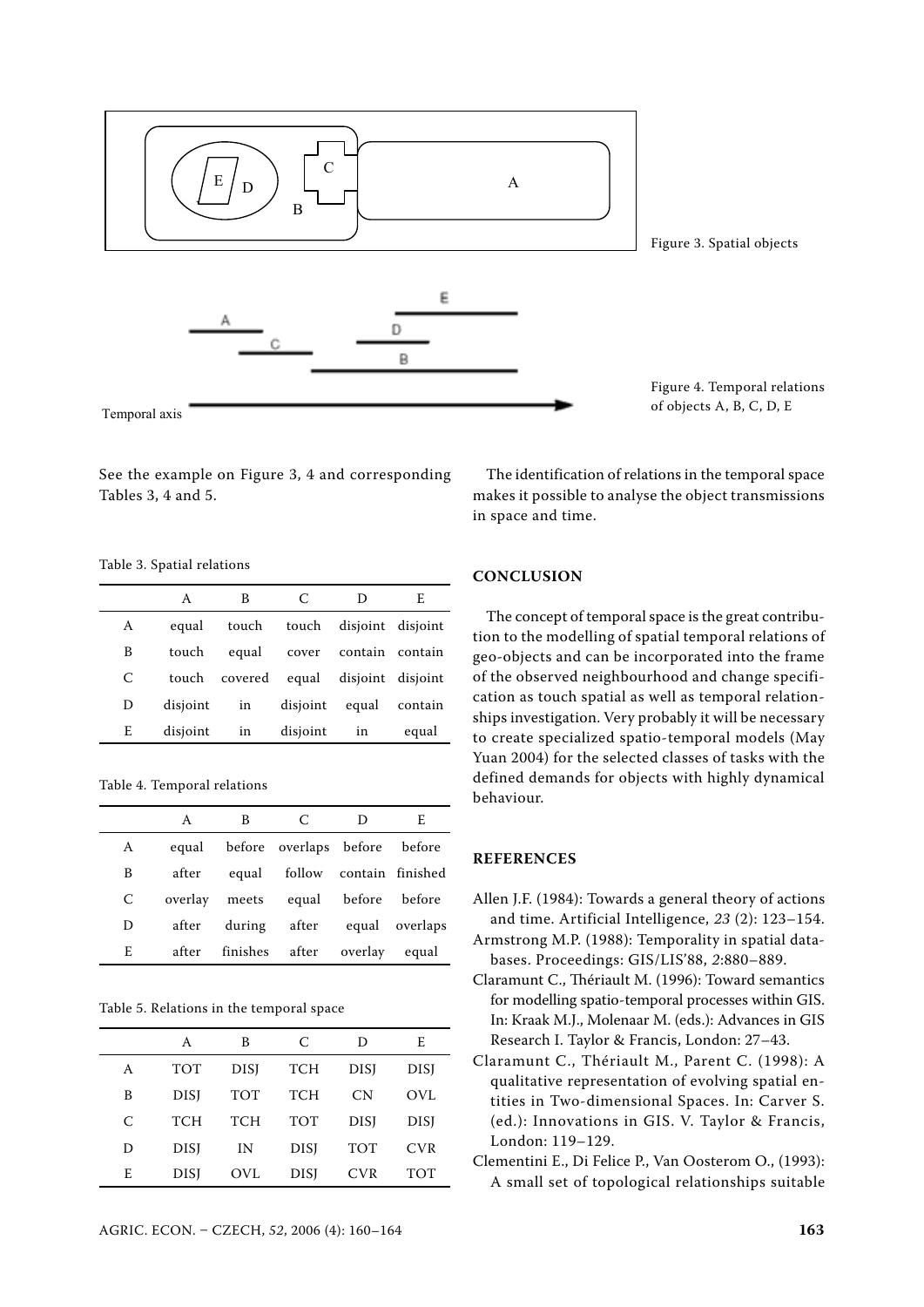Figure 3. Spatial objects

Figure 4. Temporal relations of objects A, B, C, D, E

See the example on Figure 3, 4 and corresponding Tables 3, 4 and 5.

Table 3. Spatial relations

| | A | B | C | D | E |
|---|---|---|---|---|---|
| A | equal | touch | touch | disjoint | disjoint |
| B | touch | equal | cover | contain | contain |
| C | touch | covered | equal | disjoint | disjoint |
| D | disjoint | in | disjoint | equal | contain |
| E | disjoint | in | disjoint | in | equal |

Table 4. Temporal relations

| | A | B | C | D | E |
|---|---|---|---|---|---|
| A | equal | before | overlaps | before | before |
| B | after | equal | follow | contain | finished |
| C | overlay | meets | equal | before | before |
| D | after | during | after | equal | overlaps |
| E | after | finishes | after | overlay | equal |

Table 5. Relations in the temporal space

| | A | B | C | D | E |
|---|---|---|---|---|---|
| A | TOT | DISJ | TCH | DISJ | DISJ |
| B | DISJ | TOT | TCH | CN | OVL |
| C | TCH | TCH | TOT | DISJ | DISJ |
| D | DISJ | IN | DISJ | TOT | CVR |
| E | DISJ | OVL | DISJ | CVR | TOT |

The identification of relations in the temporal space makes it possible to analyse the object transmissions in space and time.

## CONCLUSION

The concept of temporal space is the great contribution to the modelling of spatial temporal relations of geo-objects and can be incorporated into the frame of the observed neighbourhood and change specification as touch spatial as well as temporal relationships investigation. Very probably it will be necessary to create specialized spatio-temporal models (May Yuan 2004) for the selected classes of tasks with the defined demands for objects with highly dynamical behaviour.

## REFERENCES

Allen J.F. (1984): Towards a general theory of actions and time. Artificial Intelligence, *23* (2): 123–154.

Armstrong M.P. (1988): Temporality in spatial databases. Proceedings: GIS/LIS'88, *2*:880–889.

Claramunt C., Thériault M. (1996): Toward semantics for modelling spatio-temporal processes within GIS. In: Kraak M.J., Molenaar M. (eds.): Advances in GIS Research I. Taylor & Francis, London: 27–43.

Claramunt C., Thériault M., Parent C. (1998): A qualitative representation of evolving spatial entities in Two-dimensional Spaces. In: Carver S. (ed.): Innovations in GIS. V. Taylor & Francis, London: 119–129.

Clementini E., Di Felice P., Van Oosterom O., (1993): A small set of topological relationships suitable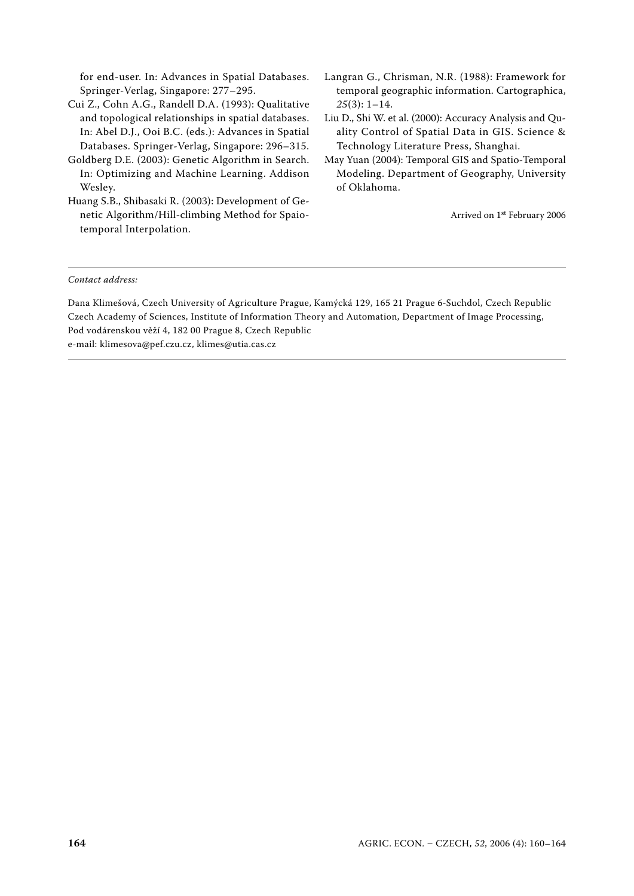for end-user. In: Advances in Spatial Databases. Springer-Verlag, Singapore: 277–295.

Cui Z., Cohn A.G., Randell D.A. (1993): Qualitative and topological relationships in spatial databases. In: Abel D.J., Ooi B.C. (eds.): Advances in Spatial Databases. Springer-Verlag, Singapore: 296–315.

Goldberg D.E. (2003): Genetic Algorithm in Search. In: Optimizing and Machine Learning. Addison Wesley.

Huang S.B., Shibasaki R. (2003): Development of Genetic Algorithm/Hill-climbing Method for Spaiotemporal Interpolation.

Langran G., Chrisman, N.R. (1988): Framework for temporal geographic information. Cartographica, *25*(3): 1–14.

Liu D., Shi W. et al. (2000): Accuracy Analysis and Quality Control of Spatial Data in GIS. Science & Technology Literature Press, Shanghai.

May Yuan (2004): Temporal GIS and Spatio-Temporal Modeling. Department of Geography, University of Oklahoma.

Arrived on 1st February 2006

---

*Contact address:*

Dana Klimešová, Czech University of Agriculture Prague, Kamýcká 129, 165 21 Prague 6-Suchdol, Czech Republic
Czech Academy of Sciences, Institute of Information Theory and Automation, Department of Image Processing, Pod vodárenskou věží 4, 182 00 Prague 8, Czech Republic
e-mail: klimesova@pef.czu.cz, klimes@utia.cas.cz